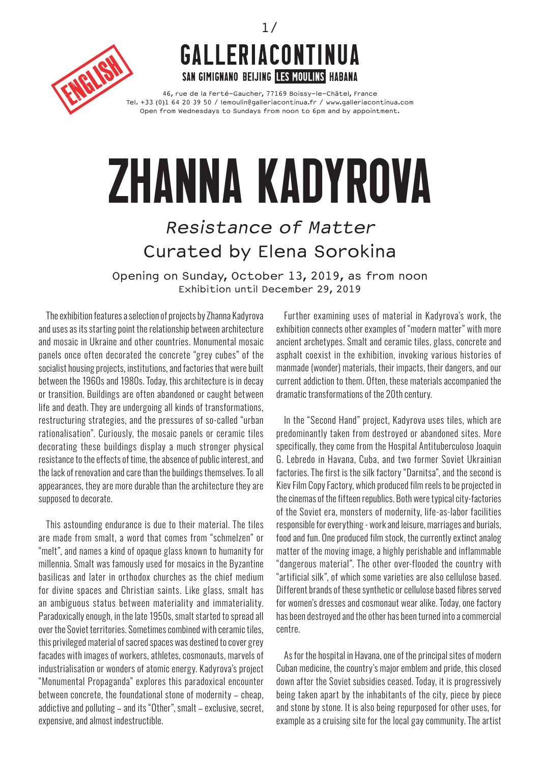ENGLISH

# GALLERIACONTINUA

SAN GIMIGNANO BEIJING **LES MOULINS** HABANA

46, rue de la Ferté-Gaucher, 77169 Boissy-le-Châtel, France
Tel. +33 (0)1 64 20 39 50 / lemoulin@galleriacontinua.fr / www.galleriacontinua.com
Open from Wednesdays to Sundays from noon to 6pm and by appointment.

# ZHANNA KADYROVA

## *Resistance of Matter*

## Curated by Elena Sorokina

Opening on Sunday, October 13, 2019, as from noon
Exhibition until December 29, 2019

The exhibition features a selection of projects by Zhanna Kadyrova and uses as its starting point the relationship between architecture and mosaic in Ukraine and other countries. Monumental mosaic panels once often decorated the concrete "grey cubes" of the socialist housing projects, institutions, and factories that were built between the 1960s and 1980s. Today, this architecture is in decay or transition. Buildings are often abandoned or caught between life and death. They are undergoing all kinds of transformations, restructuring strategies, and the pressures of so-called "urban rationalisation". Curiously, the mosaic panels or ceramic tiles decorating these buildings display a much stronger physical resistance to the effects of time, the absence of public interest, and the lack of renovation and care than the buildings themselves. To all appearances, they are more durable than the architecture they are supposed to decorate.

This astounding endurance is due to their material. The tiles are made from smalt, a word that comes from "schmelzen" or "melt", and names a kind of opaque glass known to humanity for millennia. Smalt was famously used for mosaics in the Byzantine basilicas and later in orthodox churches as the chief medium for divine spaces and Christian saints. Like glass, smalt has an ambiguous status between materiality and immateriality. Paradoxically enough, in the late 1950s, smalt started to spread all over the Soviet territories. Sometimes combined with ceramic tiles, this privileged material of sacred spaces was destined to cover grey facades with images of workers, athletes, cosmonauts, marvels of industrialisation or wonders of atomic energy. Kadyrova's project "Monumental Propaganda" explores this paradoxical encounter between concrete, the foundational stone of modernity – cheap, addictive and polluting – and its "Other", smalt – exclusive, secret, expensive, and almost indestructible.

Further examining uses of material in Kadyrova's work, the exhibition connects other examples of "modern matter" with more ancient archetypes. Smalt and ceramic tiles, glass, concrete and asphalt coexist in the exhibition, invoking various histories of manmade (wonder) materials, their impacts, their dangers, and our current addiction to them. Often, these materials accompanied the dramatic transformations of the 20th century.

In the "Second Hand" project, Kadyrova uses tiles, which are predominantly taken from destroyed or abandoned sites. More specifically, they come from the Hospital Antituberculoso Joaquin G. Lebredo in Havana, Cuba, and two former Soviet Ukrainian factories. The first is the silk factory "Darnitsa", and the second is Kiev Film Copy Factory, which produced film reels to be projected in the cinemas of the fifteen republics. Both were typical city-factories of the Soviet era, monsters of modernity, life-as-labor facilities responsible for everything - work and leisure, marriages and burials, food and fun. One produced film stock, the currently extinct analog matter of the moving image, a highly perishable and inflammable "dangerous material". The other over-flooded the country with "artificial silk", of which some varieties are also cellulose based. Different brands of these synthetic or cellulose based fibres served for women's dresses and cosmonaut wear alike. Today, one factory has been destroyed and the other has been turned into a commercial centre.

As for the hospital in Havana, one of the principal sites of modern Cuban medicine, the country's major emblem and pride, this closed down after the Soviet subsidies ceased. Today, it is progressively being taken apart by the inhabitants of the city, piece by piece and stone by stone. It is also being repurposed for other uses, for example as a cruising site for the local gay community. The artist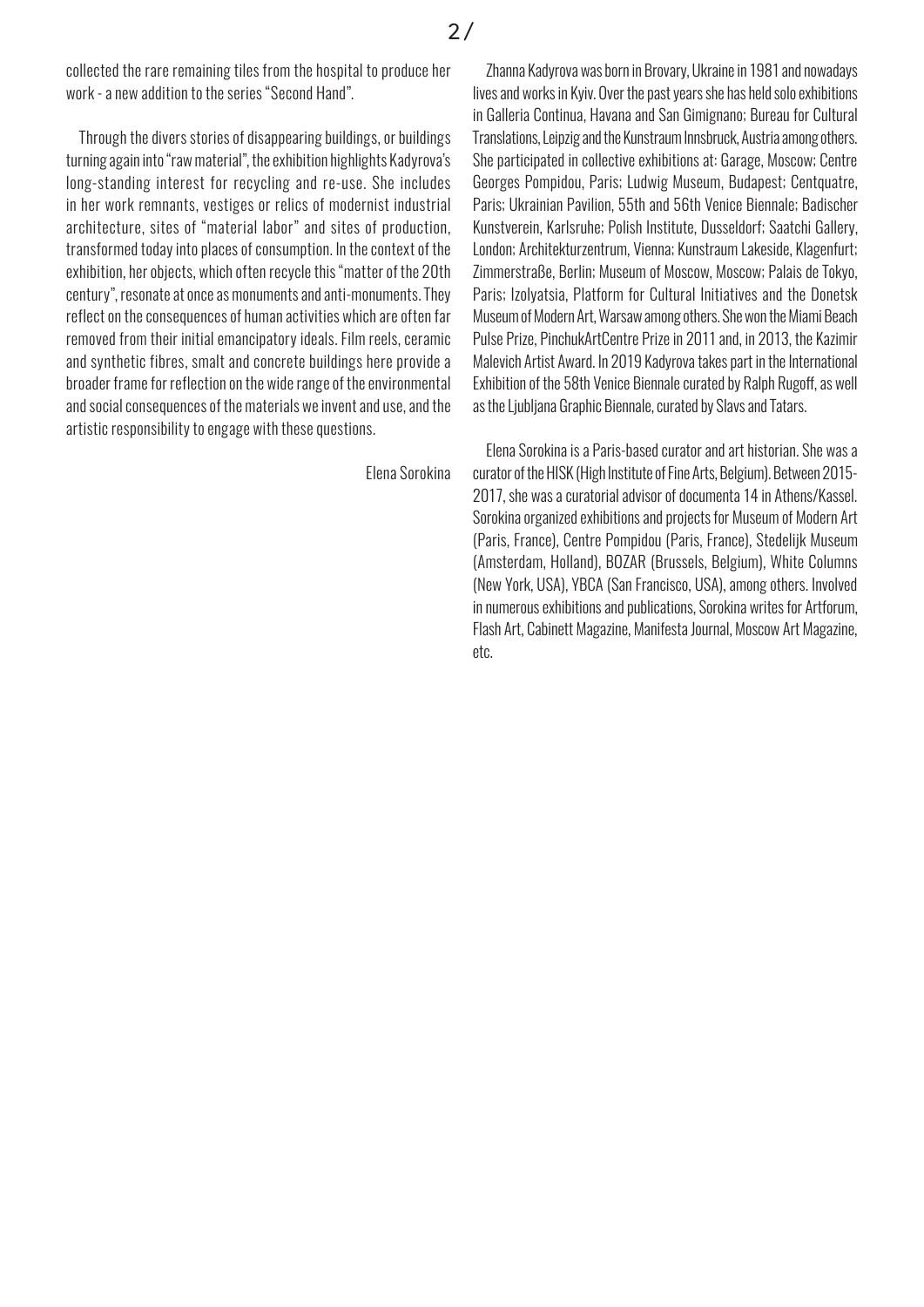collected the rare remaining tiles from the hospital to produce her work - a new addition to the series "Second Hand".

Through the divers stories of disappearing buildings, or buildings turning again into "raw material", the exhibition highlights Kadyrova's long-standing interest for recycling and re-use. She includes in her work remnants, vestiges or relics of modernist industrial architecture, sites of "material labor" and sites of production, transformed today into places of consumption. In the context of the exhibition, her objects, which often recycle this "matter of the 20th century", resonate at once as monuments and anti-monuments. They reflect on the consequences of human activities which are often far removed from their initial emancipatory ideals. Film reels, ceramic and synthetic fibres, smalt and concrete buildings here provide a broader frame for reflection on the wide range of the environmental and social consequences of the materials we invent and use, and the artistic responsibility to engage with these questions.

Elena Sorokina

Zhanna Kadyrova was born in Brovary, Ukraine in 1981 and nowadays lives and works in Kyiv. Over the past years she has held solo exhibitions in Galleria Continua, Havana and San Gimignano; Bureau for Cultural Translations, Leipzig and the Kunstraum Innsbruck, Austria among others. She participated in collective exhibitions at: Garage, Moscow; Centre Georges Pompidou, Paris; Ludwig Museum, Budapest; Centquatre, Paris; Ukrainian Pavilion, 55th and 56th Venice Biennale; Badischer Kunstverein, Karlsruhe; Polish Institute, Dusseldorf; Saatchi Gallery, London; Architekturzentrum, Vienna; Kunstraum Lakeside, Klagenfurt; Zimmerstraße, Berlin; Museum of Moscow, Moscow; Palais de Tokyo, Paris; Izolyatsia, Platform for Cultural Initiatives and the Donetsk Museum of Modern Art, Warsaw among others. She won the Miami Beach Pulse Prize, PinchukArtCentre Prize in 2011 and, in 2013, the Kazimir Malevich Artist Award. In 2019 Kadyrova takes part in the International Exhibition of the 58th Venice Biennale curated by Ralph Rugoff, as well as the Ljubljana Graphic Biennale, curated by Slavs and Tatars.

Elena Sorokina is a Paris-based curator and art historian. She was a curator of the HISK (High Institute of Fine Arts, Belgium). Between 2015-2017, she was a curatorial advisor of documenta 14 in Athens/Kassel. Sorokina organized exhibitions and projects for Museum of Modern Art (Paris, France), Centre Pompidou (Paris, France), Stedelijk Museum (Amsterdam, Holland), BOZAR (Brussels, Belgium), White Columns (New York, USA), YBCA (San Francisco, USA), among others. Involved in numerous exhibitions and publications, Sorokina writes for Artforum, Flash Art, Cabinett Magazine, Manifesta Journal, Moscow Art Magazine, etc.